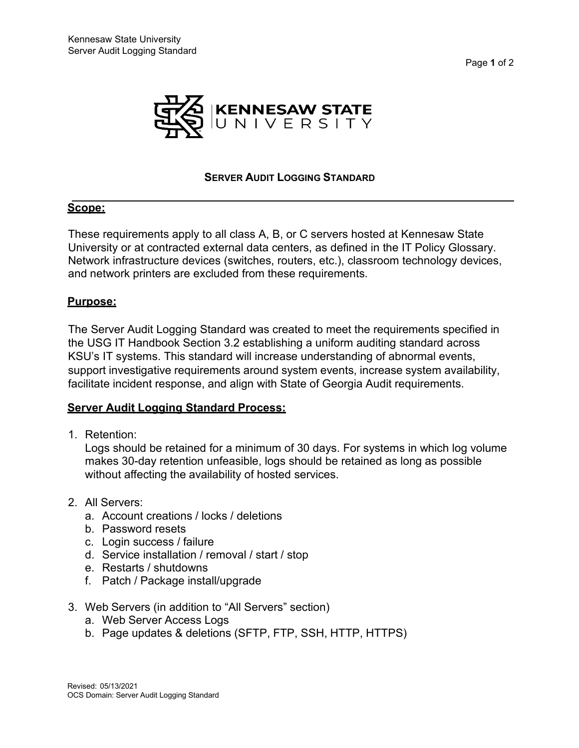# SERVER AUDIT LOGGING STANDARD

## Scope:

These requirements apply to all class A, B, or C servers hosted at Kennesaw State University or at contracted external data centers, as defined in the IT Policy Glossary. Network infrastructure devices (switches, routers, etc.), classroom technology devices, and network printers are excluded from these requirements.

## Purpose:

The Server Audit Logging Standard was created to meet the requirements specified in the USG IT Handbook Section 3.2 establishing a uniform auditing standard across KSU's IT systems. This standard will increase understanding of abnormal events, support investigative requirements around system events, increase system availability, facilitate incident response, and align with State of Georgia Audit requirements.

## Server Audit Logging Standard Process:

1. Retention:
   Logs should be retained for a minimum of 30 days. For systems in which log volume makes 30-day retention unfeasible, logs should be retained as long as possible without affecting the availability of hosted services.

2. All Servers:
   a. Account creations / locks / deletions
   b. Password resets
   c. Login success / failure
   d. Service installation / removal / start / stop
   e. Restarts / shutdowns
   f. Patch / Package install/upgrade

3. Web Servers (in addition to "All Servers" section)
   a. Web Server Access Logs
   b. Page updates & deletions (SFTP, FTP, SSH, HTTP, HTTPS)

Revised: 05/13/2021
OCS Domain: Server Audit Logging Standard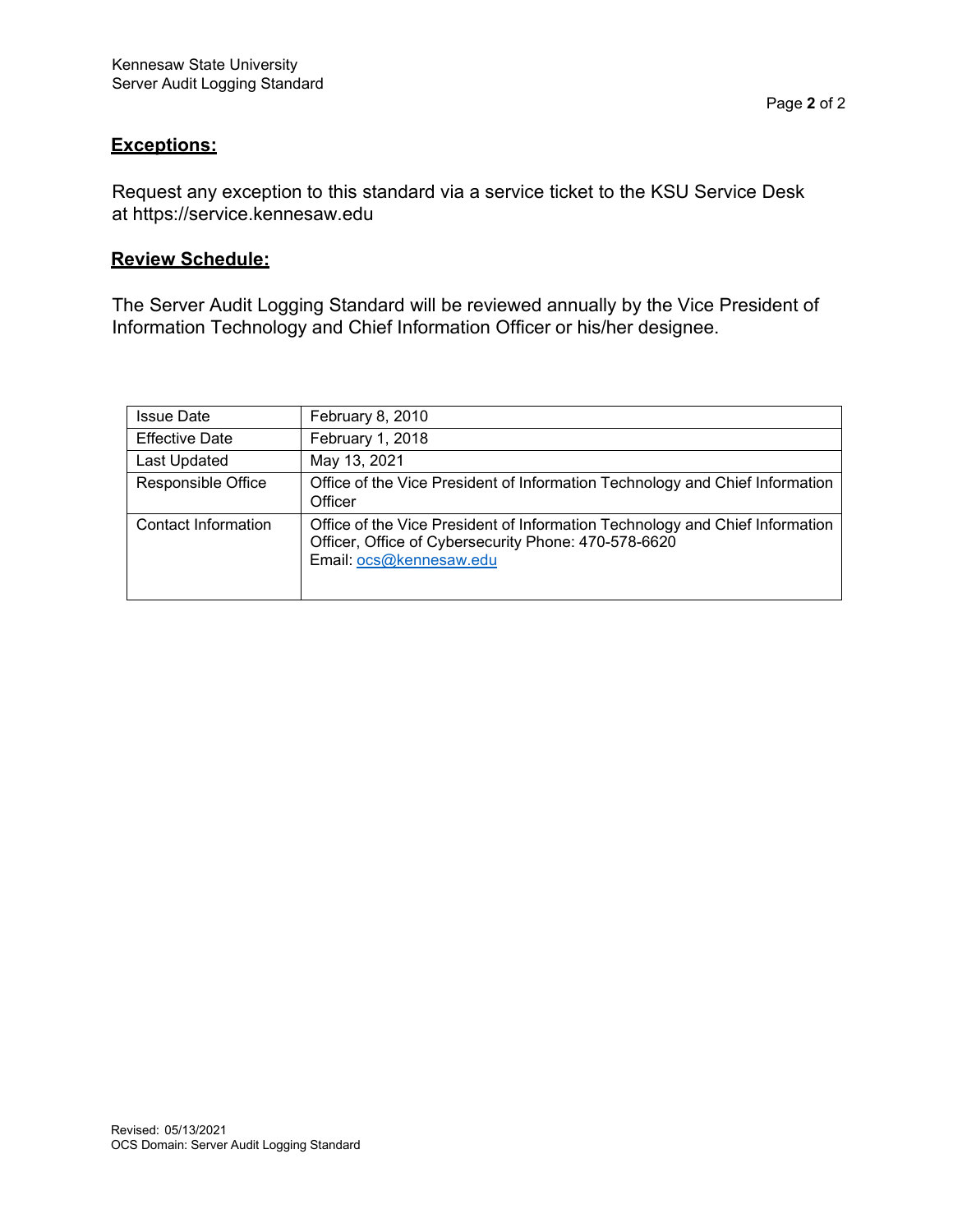## Exceptions:

Request any exception to this standard via a service ticket to the KSU Service Desk at https://service.kennesaw.edu

## Review Schedule:

The Server Audit Logging Standard will be reviewed annually by the Vice President of Information Technology and Chief Information Officer or his/her designee.

| | |
|---|---|
| Issue Date | February 8, 2010 |
| Effective Date | February 1, 2018 |
| Last Updated | May 13, 2021 |
| Responsible Office | Office of the Vice President of Information Technology and Chief Information Officer |
| Contact Information | Office of the Vice President of Information Technology and Chief Information Officer, Office of Cybersecurity Phone: 470-578-6620 Email: ocs@kennesaw.edu |

Revised: 05/13/2021
OCS Domain: Server Audit Logging Standard